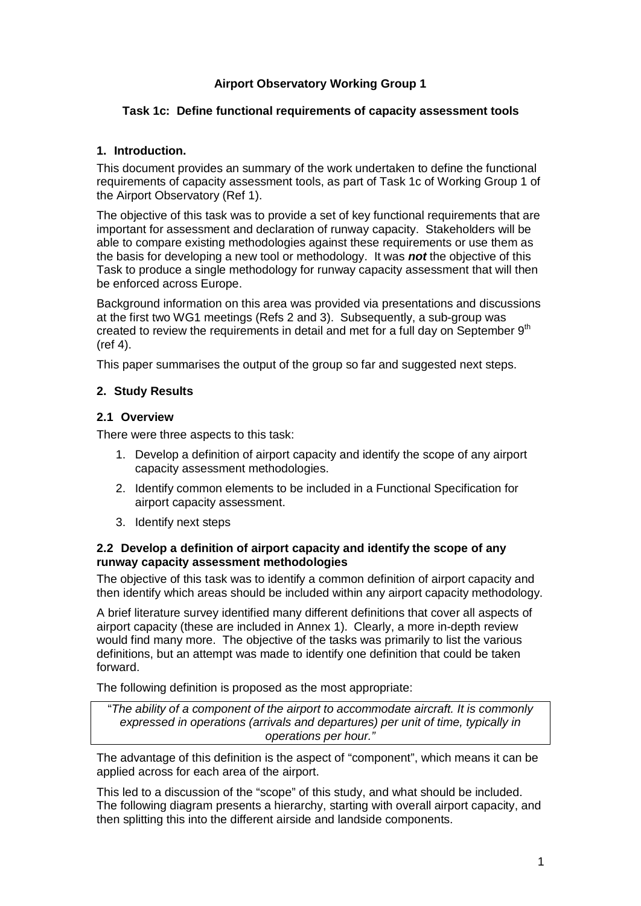**Airport Observatory Working Group 1**

**Task 1c: Define functional requirements of capacity assessment tools**

## 1. Introduction.

This document provides an summary of the work undertaken to define the functional requirements of capacity assessment tools, as part of Task 1c of Working Group 1 of the Airport Observatory (Ref 1).

The objective of this task was to provide a set of key functional requirements that are important for assessment and declaration of runway capacity. Stakeholders will be able to compare existing methodologies against these requirements or use them as the basis for developing a new tool or methodology. It was ***not*** the objective of this Task to produce a single methodology for runway capacity assessment that will then be enforced across Europe.

Background information on this area was provided via presentations and discussions at the first two WG1 meetings (Refs 2 and 3). Subsequently, a sub-group was created to review the requirements in detail and met for a full day on September 9th (ref 4).

This paper summarises the output of the group so far and suggested next steps.

## 2. Study Results

### 2.1 Overview

There were three aspects to this task:

1. Develop a definition of airport capacity and identify the scope of any airport capacity assessment methodologies.
2. Identify common elements to be included in a Functional Specification for airport capacity assessment.
3. Identify next steps

### 2.2 Develop a definition of airport capacity and identify the scope of any runway capacity assessment methodologies

The objective of this task was to identify a common definition of airport capacity and then identify which areas should be included within any airport capacity methodology.

A brief literature survey identified many different definitions that cover all aspects of airport capacity (these are included in Annex 1). Clearly, a more in-depth review would find many more. The objective of the tasks was primarily to list the various definitions, but an attempt was made to identify one definition that could be taken forward.

The following definition is proposed as the most appropriate:

> "*The ability of a component of the airport to accommodate aircraft. It is commonly expressed in operations (arrivals and departures) per unit of time, typically in operations per hour.*"

The advantage of this definition is the aspect of "component", which means it can be applied across for each area of the airport.

This led to a discussion of the "scope" of this study, and what should be included. The following diagram presents a hierarchy, starting with overall airport capacity, and then splitting this into the different airside and landside components.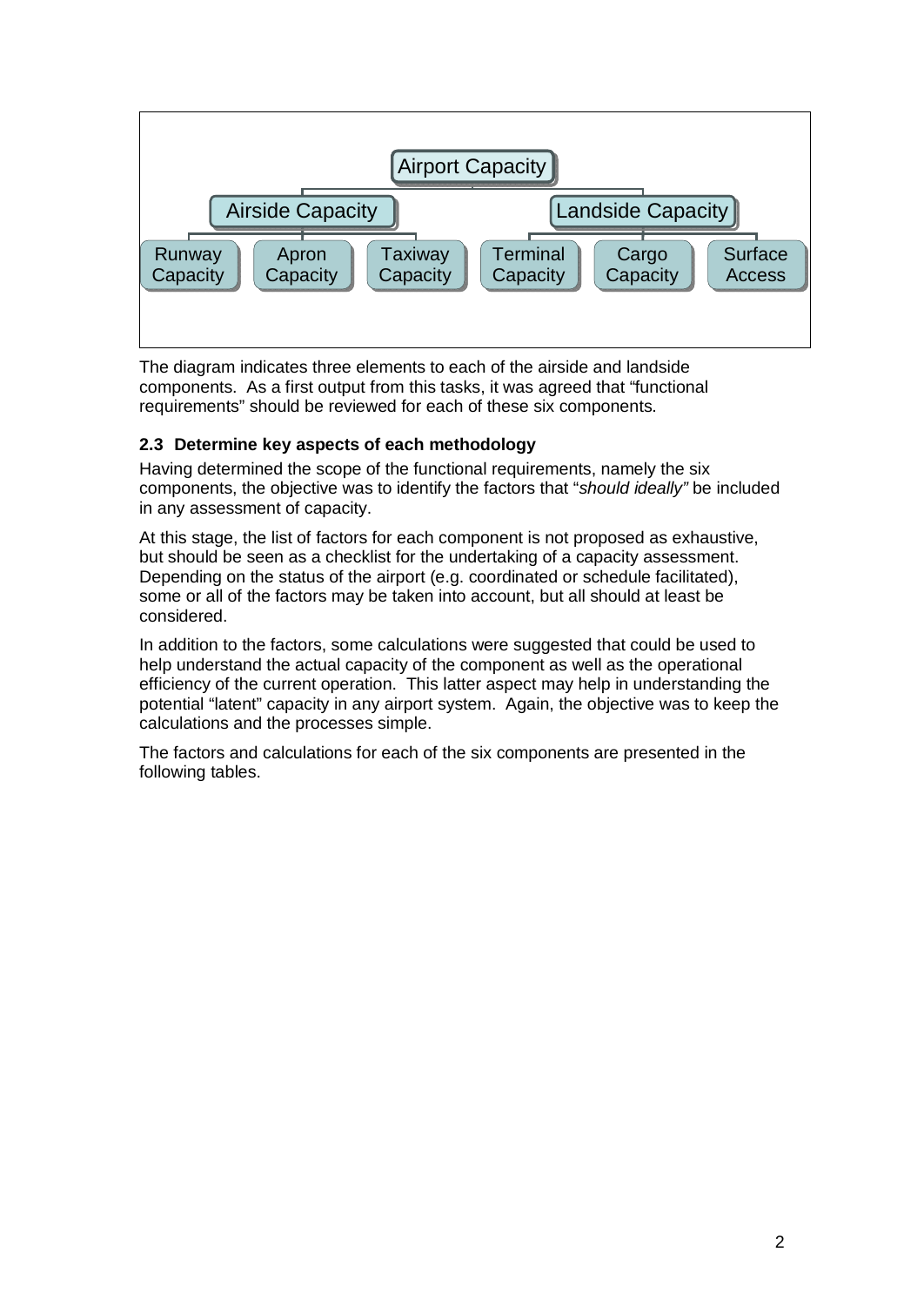Airport Capacity

- Airside Capacity
  - Runway Capacity
  - Apron Capacity
  - Taxiway Capacity
- Landside Capacity
  - Terminal Capacity
  - Cargo Capacity
  - Surface Access

The diagram indicates three elements to each of the airside and landside components. As a first output from this tasks, it was agreed that "functional requirements" should be reviewed for each of these six components.

### 2.3 Determine key aspects of each methodology

Having determined the scope of the functional requirements, namely the six components, the objective was to identify the factors that "*should ideally"* be included in any assessment of capacity.

At this stage, the list of factors for each component is not proposed as exhaustive, but should be seen as a checklist for the undertaking of a capacity assessment. Depending on the status of the airport (e.g. coordinated or schedule facilitated), some or all of the factors may be taken into account, but all should at least be considered.

In addition to the factors, some calculations were suggested that could be used to help understand the actual capacity of the component as well as the operational efficiency of the current operation. This latter aspect may help in understanding the potential "latent" capacity in any airport system. Again, the objective was to keep the calculations and the processes simple.

The factors and calculations for each of the six components are presented in the following tables.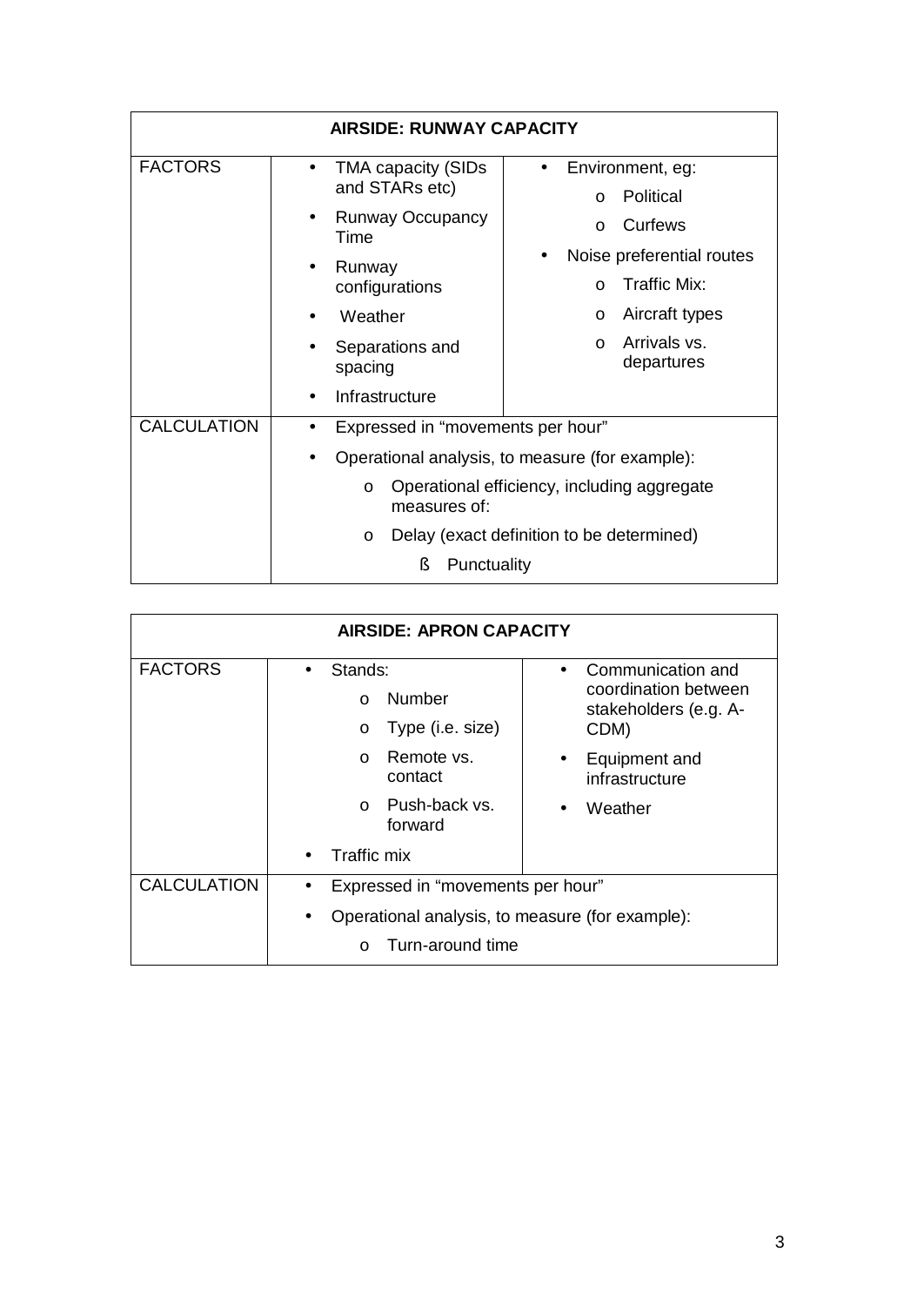| AIRSIDE: RUNWAY CAPACITY | | |
|---|---|---|
| FACTORS | • TMA capacity (SIDs and STARs etc)<br>• Runway Occupancy Time<br>• Runway configurations<br>• Weather<br>• Separations and spacing<br>• Infrastructure | • Environment, eg:<br>  o Political<br>  o Curfews<br>• Noise preferential routes<br>  o Traffic Mix:<br>  o Aircraft types<br>  o Arrivals vs. departures |
| CALCULATION | • Expressed in "movements per hour"<br>• Operational analysis, to measure (for example):<br>  o Operational efficiency, including aggregate measures of:<br>  o Delay (exact definition to be determined)<br>    ß Punctuality | |

| AIRSIDE: APRON CAPACITY | | |
|---|---|---|
| FACTORS | • Stands:<br>  o Number<br>  o Type (i.e. size)<br>  o Remote vs. contact<br>  o Push-back vs. forward<br>• Traffic mix | • Communication and coordination between stakeholders (e.g. A-CDM)<br>• Equipment and infrastructure<br>• Weather |
| CALCULATION | • Expressed in "movements per hour"<br>• Operational analysis, to measure (for example):<br>  o Turn-around time | |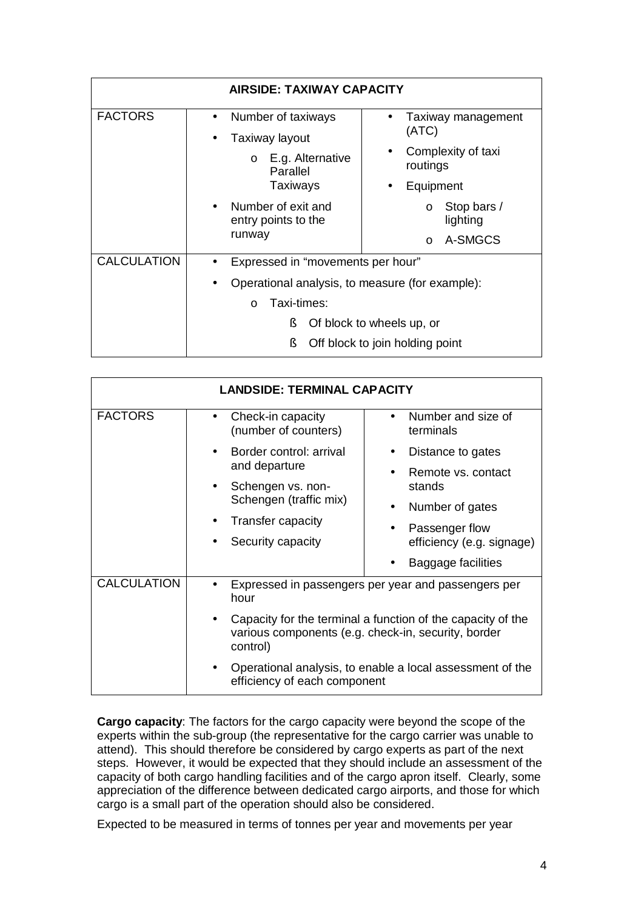| AIRSIDE: TAXIWAY CAPACITY | | |
|---|---|---|
| FACTORS | • Number of taxiways<br>• Taxiway layout<br>  o E.g. Alternative Parallel Taxiways<br>• Number of exit and entry points to the runway | • Taxiway management (ATC)<br>• Complexity of taxi routings<br>• Equipment<br>  o Stop bars / lighting<br>  o A-SMGCS |
| CALCULATION | • Expressed in "movements per hour"<br>• Operational analysis, to measure (for example):<br>  o Taxi-times:<br>    ß Of block to wheels up, or<br>    ß Off block to join holding point | |

| LANDSIDE: TERMINAL CAPACITY | | |
|---|---|---|
| FACTORS | • Check-in capacity (number of counters)<br>• Border control: arrival and departure<br>• Schengen vs. non-Schengen (traffic mix)<br>• Transfer capacity<br>• Security capacity | • Number and size of terminals<br>• Distance to gates<br>• Remote vs. contact stands<br>• Number of gates<br>• Passenger flow efficiency (e.g. signage)<br>• Baggage facilities |
| CALCULATION | • Expressed in passengers per year and passengers per hour<br>• Capacity for the terminal a function of the capacity of the various components (e.g. check-in, security, border control)<br>• Operational analysis, to enable a local assessment of the efficiency of each component | |

**Cargo capacity**: The factors for the cargo capacity were beyond the scope of the experts within the sub-group (the representative for the cargo carrier was unable to attend). This should therefore be considered by cargo experts as part of the next steps. However, it would be expected that they should include an assessment of the capacity of both cargo handling facilities and of the cargo apron itself. Clearly, some appreciation of the difference between dedicated cargo airports, and those for which cargo is a small part of the operation should also be considered.

Expected to be measured in terms of tonnes per year and movements per year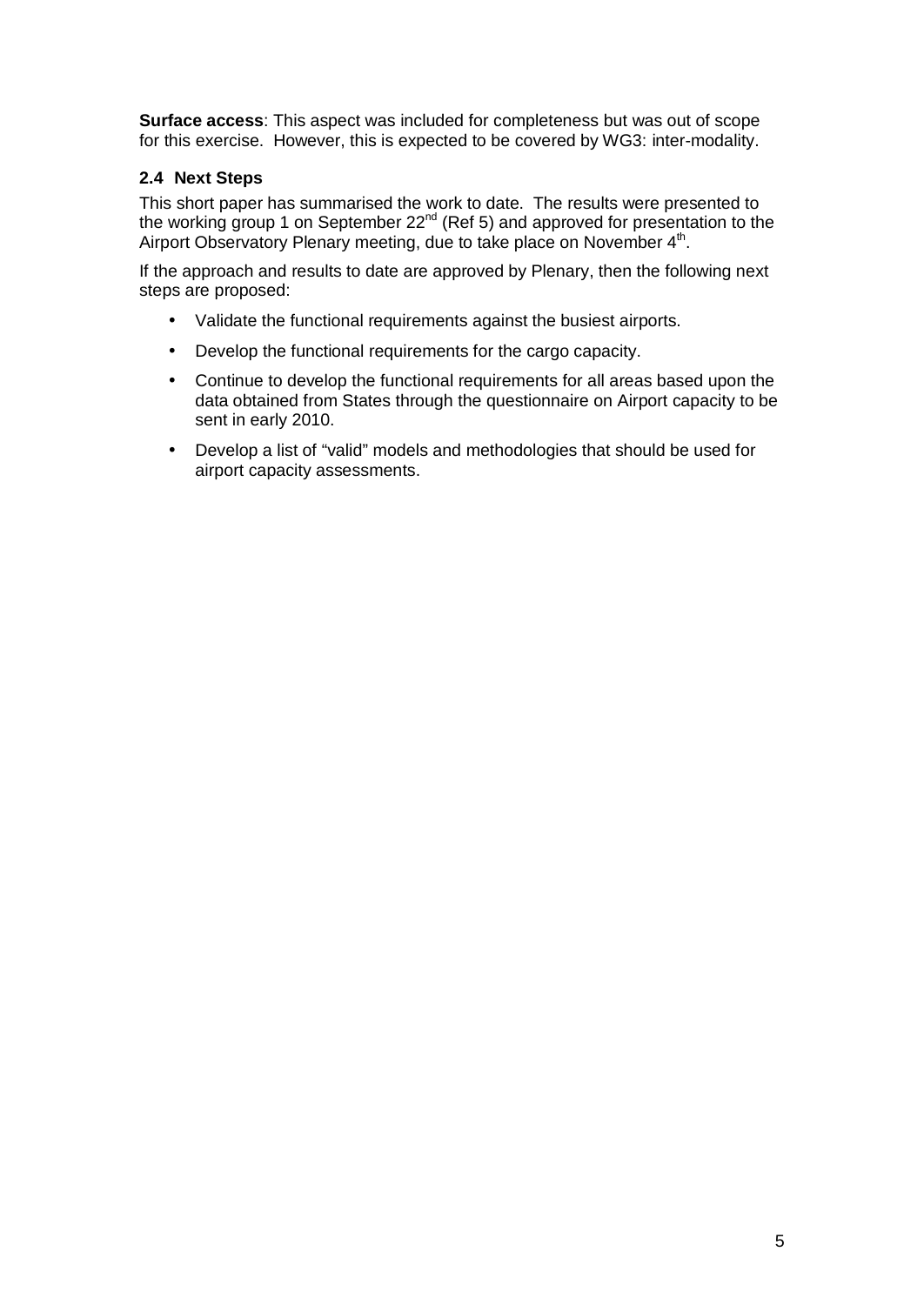**Surface access**: This aspect was included for completeness but was out of scope for this exercise. However, this is expected to be covered by WG3: inter-modality.

### 2.4 Next Steps

This short paper has summarised the work to date. The results were presented to the working group 1 on September 22nd (Ref 5) and approved for presentation to the Airport Observatory Plenary meeting, due to take place on November 4th.

If the approach and results to date are approved by Plenary, then the following next steps are proposed:

- Validate the functional requirements against the busiest airports.
- Develop the functional requirements for the cargo capacity.
- Continue to develop the functional requirements for all areas based upon the data obtained from States through the questionnaire on Airport capacity to be sent in early 2010.
- Develop a list of "valid" models and methodologies that should be used for airport capacity assessments.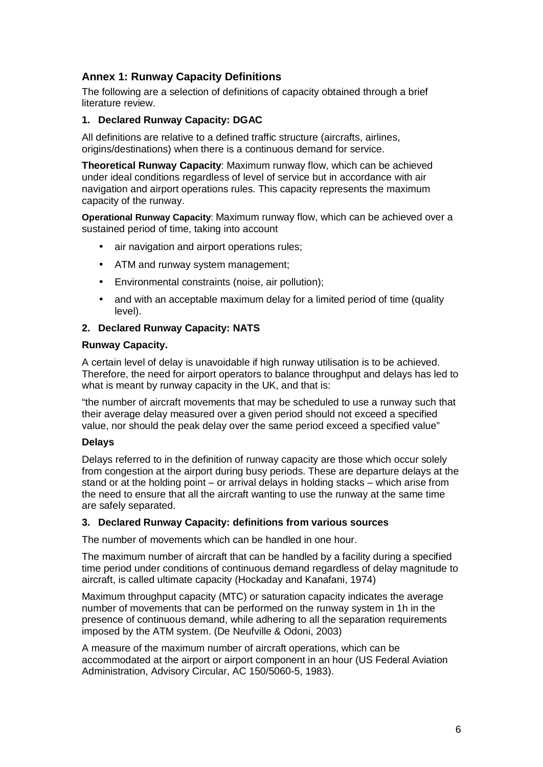## Annex 1: Runway Capacity Definitions

The following are a selection of definitions of capacity obtained through a brief literature review.

### 1. Declared Runway Capacity: DGAC

All definitions are relative to a defined traffic structure (aircrafts, airlines, origins/destinations) when there is a continuous demand for service.

**Theoretical Runway Capacity**: Maximum runway flow, which can be achieved under ideal conditions regardless of level of service but in accordance with air navigation and airport operations rules. This capacity represents the maximum capacity of the runway.

**Operational Runway Capacity**: Maximum runway flow, which can be achieved over a sustained period of time, taking into account

- air navigation and airport operations rules;
- ATM and runway system management;
- Environmental constraints (noise, air pollution);
- and with an acceptable maximum delay for a limited period of time (quality level).

### 2. Declared Runway Capacity: NATS

**Runway Capacity.**

A certain level of delay is unavoidable if high runway utilisation is to be achieved. Therefore, the need for airport operators to balance throughput and delays has led to what is meant by runway capacity in the UK, and that is:

"the number of aircraft movements that may be scheduled to use a runway such that their average delay measured over a given period should not exceed a specified value, nor should the peak delay over the same period exceed a specified value"

**Delays**

Delays referred to in the definition of runway capacity are those which occur solely from congestion at the airport during busy periods. These are departure delays at the stand or at the holding point – or arrival delays in holding stacks – which arise from the need to ensure that all the aircraft wanting to use the runway at the same time are safely separated.

### 3. Declared Runway Capacity: definitions from various sources

The number of movements which can be handled in one hour.

The maximum number of aircraft that can be handled by a facility during a specified time period under conditions of continuous demand regardless of delay magnitude to aircraft, is called ultimate capacity (Hockaday and Kanafani, 1974)

Maximum throughput capacity (MTC) or saturation capacity indicates the average number of movements that can be performed on the runway system in 1h in the presence of continuous demand, while adhering to all the separation requirements imposed by the ATM system. (De Neufville & Odoni, 2003)

A measure of the maximum number of aircraft operations, which can be accommodated at the airport or airport component in an hour (US Federal Aviation Administration, Advisory Circular, AC 150/5060-5, 1983).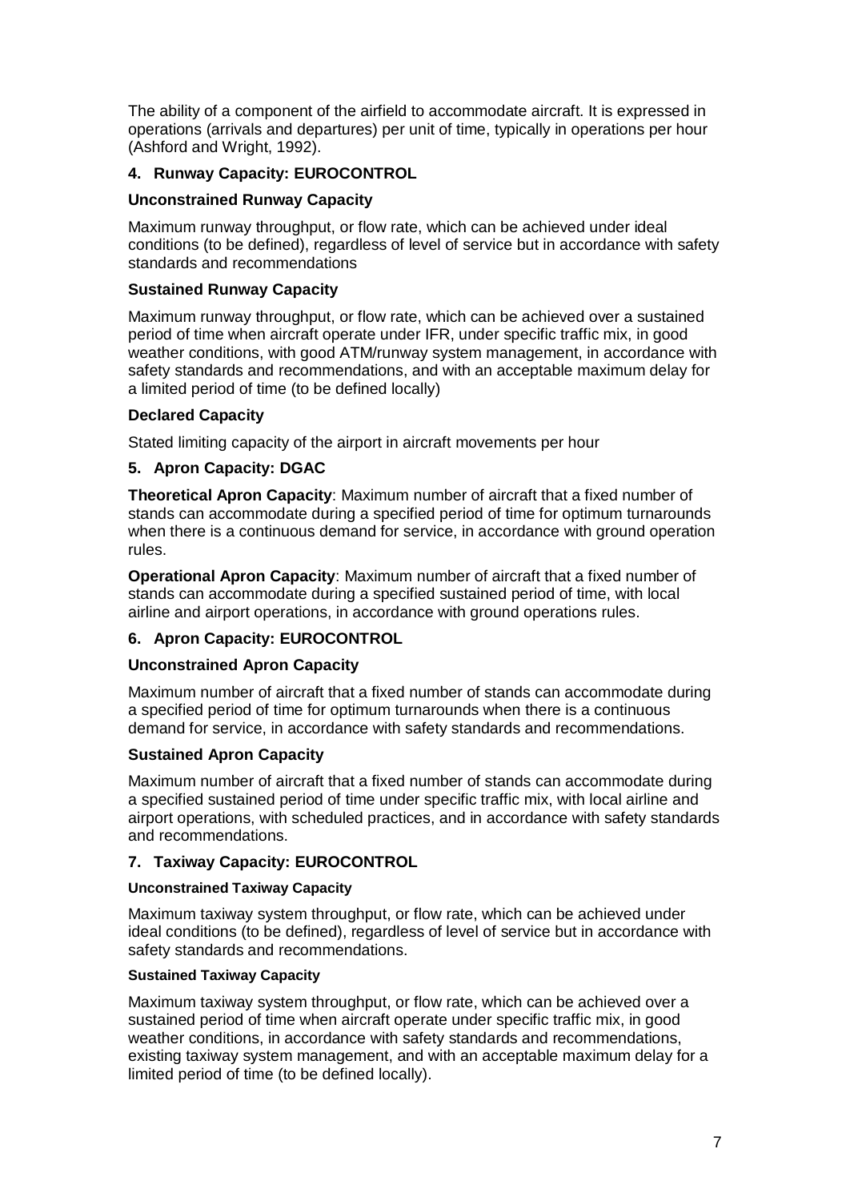The ability of a component of the airfield to accommodate aircraft. It is expressed in operations (arrivals and departures) per unit of time, typically in operations per hour (Ashford and Wright, 1992).

### 4. Runway Capacity: EUROCONTROL

**Unconstrained Runway Capacity**

Maximum runway throughput, or flow rate, which can be achieved under ideal conditions (to be defined), regardless of level of service but in accordance with safety standards and recommendations

**Sustained Runway Capacity**

Maximum runway throughput, or flow rate, which can be achieved over a sustained period of time when aircraft operate under IFR, under specific traffic mix, in good weather conditions, with good ATM/runway system management, in accordance with safety standards and recommendations, and with an acceptable maximum delay for a limited period of time (to be defined locally)

**Declared Capacity**

Stated limiting capacity of the airport in aircraft movements per hour

### 5. Apron Capacity: DGAC

**Theoretical Apron Capacity**: Maximum number of aircraft that a fixed number of stands can accommodate during a specified period of time for optimum turnarounds when there is a continuous demand for service, in accordance with ground operation rules.

**Operational Apron Capacity**: Maximum number of aircraft that a fixed number of stands can accommodate during a specified sustained period of time, with local airline and airport operations, in accordance with ground operations rules.

### 6. Apron Capacity: EUROCONTROL

**Unconstrained Apron Capacity**

Maximum number of aircraft that a fixed number of stands can accommodate during a specified period of time for optimum turnarounds when there is a continuous demand for service, in accordance with safety standards and recommendations.

**Sustained Apron Capacity**

Maximum number of aircraft that a fixed number of stands can accommodate during a specified sustained period of time under specific traffic mix, with local airline and airport operations, with scheduled practices, and in accordance with safety standards and recommendations.

### 7. Taxiway Capacity: EUROCONTROL

**Unconstrained Taxiway Capacity**

Maximum taxiway system throughput, or flow rate, which can be achieved under ideal conditions (to be defined), regardless of level of service but in accordance with safety standards and recommendations.

**Sustained Taxiway Capacity**

Maximum taxiway system throughput, or flow rate, which can be achieved over a sustained period of time when aircraft operate under specific traffic mix, in good weather conditions, in accordance with safety standards and recommendations, existing taxiway system management, and with an acceptable maximum delay for a limited period of time (to be defined locally).